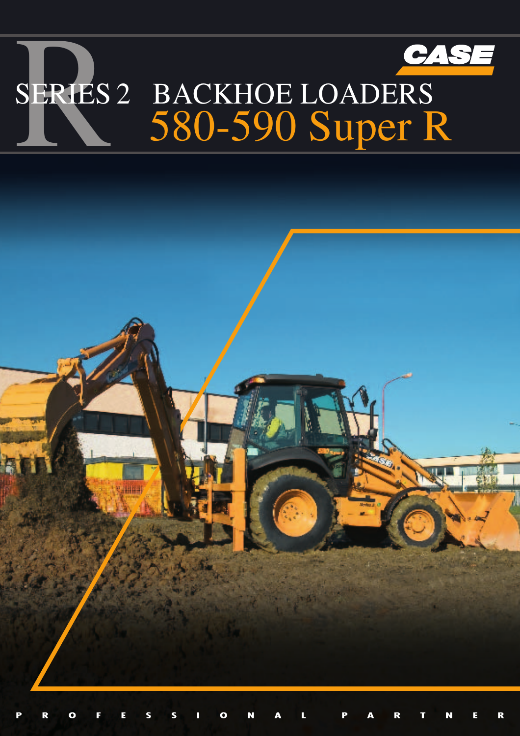CASE

# SERIES 2 BACKHOE LOADERS

# 580-590 Super R

PROFESSIONAL PARTNER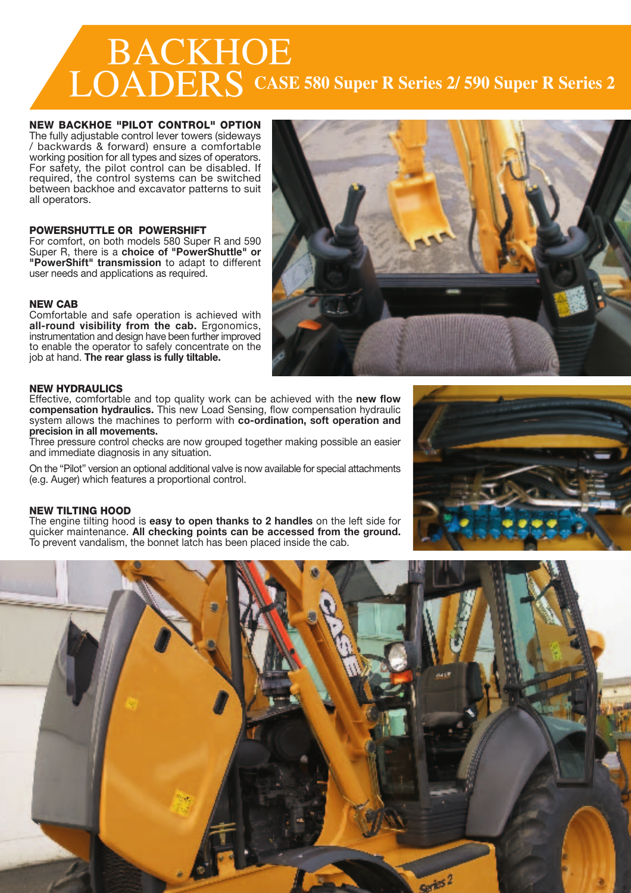# BACKHOE LOADERS CASE 580 Super R Series 2/ 590 Super R Series 2

### NEW BACKHOE "PILOT CONTROL" OPTION

The fully adjustable control lever towers (sideways / backwards & forward) ensure a comfortable working position for all types and sizes of operators. For safety, the pilot control can be disabled. If required, the control systems can be switched between backhoe and excavator patterns to suit all operators.

### POWERSHUTTLE OR POWERSHIFT

For comfort, on both models 580 Super R and 590 Super R, there is a **choice of "PowerShuttle" or "PowerShift" transmission** to adapt to different user needs and applications as required.

### NEW CAB

Comfortable and safe operation is achieved with **all-round visibility from the cab.** Ergonomics, instrumentation and design have been further improved to enable the operator to safely concentrate on the job at hand. **The rear glass is fully tiltable.**

### NEW HYDRAULICS

Effective, comfortable and top quality work can be achieved with the **new flow compensation hydraulics.** This new Load Sensing, flow compensation hydraulic system allows the machines to perform with **co-ordination, soft operation and precision in all movements.**

Three pressure control checks are now grouped together making possible an easier and immediate diagnosis in any situation.

On the "Pilot" version an optional additional valve is now available for special attachments (e.g. Auger) which features a proportional control.

### NEW TILTING HOOD

The engine tilting hood is **easy to open thanks to 2 handles** on the left side for quicker maintenance. **All checking points can be accessed from the ground.** To prevent vandalism, the bonnet latch has been placed inside the cab.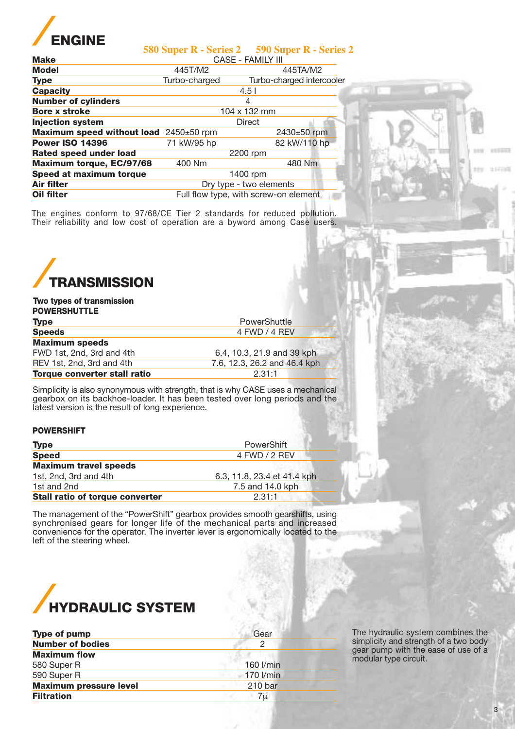# ENGINE

| | 580 Super R - Series 2 | 590 Super R - Series 2 |
|---|---|---|
| **Make** | CASE - FAMILY III | |
| **Model** | 445T/M2 | 445TA/M2 |
| **Type** | Turbo-charged | Turbo-charged intercooler |
| **Capacity** | 4.5 l | |
| **Number of cylinders** | 4 | |
| **Bore x stroke** | 104 x 132 mm | |
| **Injection system** | Direct | |
| **Maximum speed without load** | 2450±50 rpm | 2430±50 rpm |
| **Power ISO 14396** | 71 kW/95 hp | 82 kW/110 hp |
| **Rated speed under load** | 2200 rpm | |
| **Maximum torque, EC/97/68** | 400 Nm | 480 Nm |
| **Speed at maximum torque** | 1400 rpm | |
| **Air filter** | Dry type - two elements | |
| **Oil filter** | Full flow type, with screw-on element | |

The engines conform to 97/68/CE Tier 2 standards for reduced pollution. Their reliability and low cost of operation are a byword among Case users.

# TRANSMISSION

**Two types of transmission**

**POWERSHUTTLE**

| | |
|---|---|
| **Type** | PowerShuttle |
| **Speeds** | 4 FWD / 4 REV |
| **Maximum speeds** | |
| FWD 1st, 2nd, 3rd and 4th | 6.4, 10.3, 21.9 and 39 kph |
| REV 1st, 2nd, 3rd and 4th | 7.6, 12.3, 26.2 and 46.4 kph |
| **Torque converter stall ratio** | 2.31:1 |

Simplicity is also synonymous with strength, that is why CASE uses a mechanical gearbox on its backhoe-loader. It has been tested over long periods and the latest version is the result of long experience.

**POWERSHIFT**

| | |
|---|---|
| **Type** | PowerShift |
| **Speed** | 4 FWD / 2 REV |
| **Maximum travel speeds** | |
| 1st, 2nd, 3rd and 4th | 6.3, 11.8, 23.4 et 41.4 kph |
| 1st and 2nd | 7.5 and 14.0 kph |
| **Stall ratio of torque converter** | 2.31:1 |

The management of the "PowerShift" gearbox provides smooth gearshifts, using synchronised gears for longer life of the mechanical parts and increased convenience for the operator. The inverter lever is ergonomically located to the left of the steering wheel.

# HYDRAULIC SYSTEM

| | |
|---|---|
| **Type of pump** | Gear |
| **Number of bodies** | 2 |
| **Maximum flow** | |
| 580 Super R | 160 l/min |
| 590 Super R | 170 l/min |
| **Maximum pressure level** | 210 bar |
| **Filtration** | 7$\mu$ |

The hydraulic system combines the simplicity and strength of a two body gear pump with the ease of use of a modular type circuit.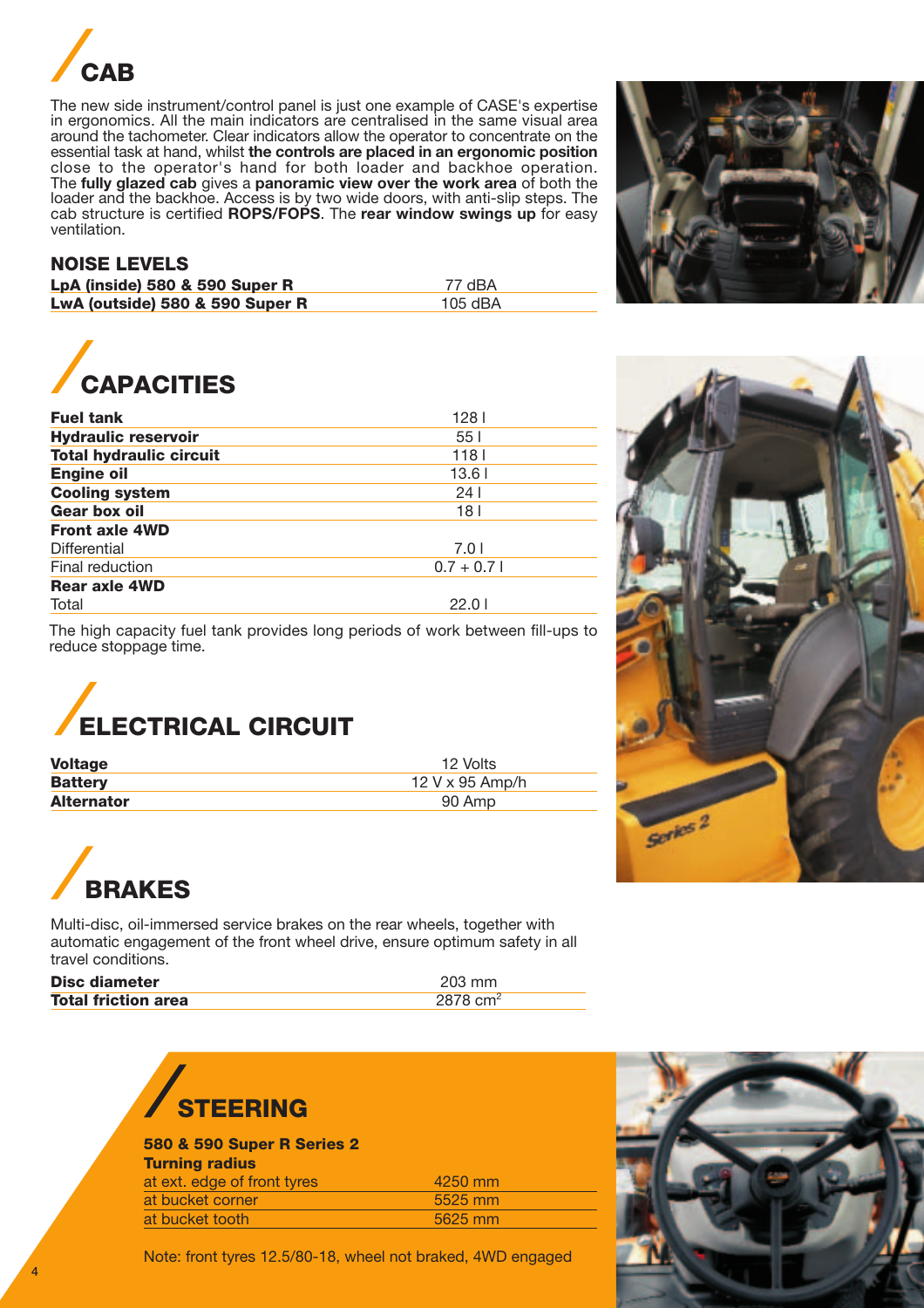## CAB

The new side instrument/control panel is just one example of CASE's expertise in ergonomics. All the main indicators are centralised in the same visual area around the tachometer. Clear indicators allow the operator to concentrate on the essential task at hand, whilst **the controls are placed in an ergonomic position** close to the operator's hand for both loader and backhoe operation. The **fully glazed cab** gives a **panoramic view over the work area** of both the loader and the backhoe. Access is by two wide doors, with anti-slip steps. The cab structure is certified **ROPS/FOPS**. The **rear window swings up** for easy ventilation.

### NOISE LEVELS

| | |
|---|---|
| **LpA (inside) 580 & 590 Super R** | 77 dBA |
| **LwA (outside) 580 & 590 Super R** | 105 dBA |

## CAPACITIES

| | |
|---|---|
| **Fuel tank** | 128 l |
| **Hydraulic reservoir** | 55 l |
| **Total hydraulic circuit** | 118 l |
| **Engine oil** | 13.6 l |
| **Cooling system** | 24 l |
| **Gear box oil** | 18 l |
| **Front axle 4WD** | |
| Differential | 7.0 l |
| Final reduction | 0.7 + 0.7 l |
| **Rear axle 4WD** | |
| Total | 22.0 l |

The high capacity fuel tank provides long periods of work between fill-ups to reduce stoppage time.

## ELECTRICAL CIRCUIT

| | |
|---|---|
| **Voltage** | 12 Volts |
| **Battery** | 12 V x 95 Amp/h |
| **Alternator** | 90 Amp |

## BRAKES

Multi-disc, oil-immersed service brakes on the rear wheels, together with automatic engagement of the front wheel drive, ensure optimum safety in all travel conditions.

| | |
|---|---|
| **Disc diameter** | 203 mm |
| **Total friction area** | 2878 $cm^2$ |

## STEERING

**580 & 590 Super R Series 2**

| **Turning radius** | |
|---|---|
| at ext. edge of front tyres | 4250 mm |
| at bucket corner | 5525 mm |
| at bucket tooth | 5625 mm |

Note: front tyres 12.5/80-18, wheel not braked, 4WD engaged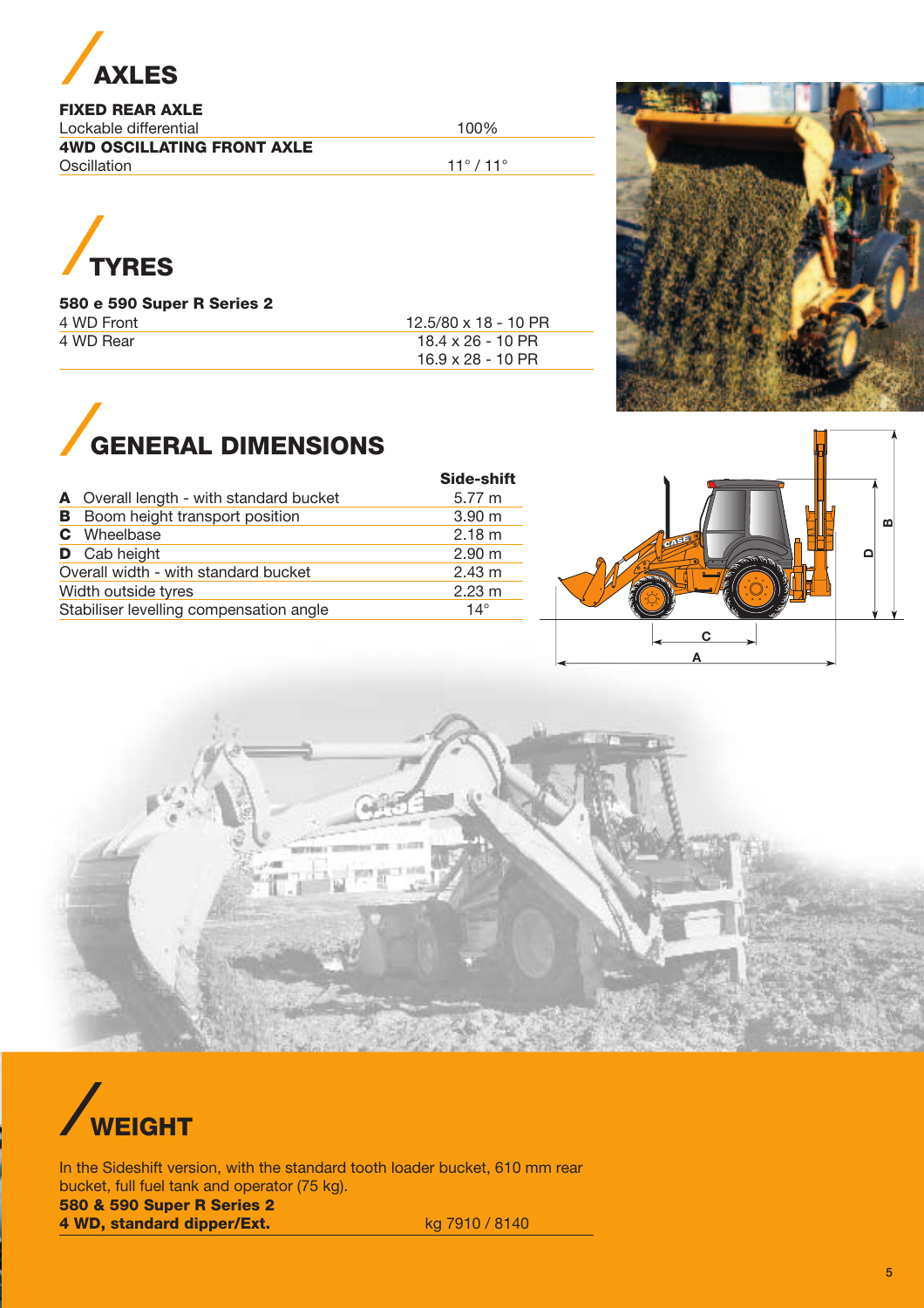# AXLES

| FIXED REAR AXLE | |
|---|---|
| Lockable differential | 100% |
| **4WD OSCILLATING FRONT AXLE** | |
| Oscillation | 11° / 11° |

# TYRES

| 580 e 590 Super R Series 2 | |
|---|---|
| 4 WD Front | 12.5/80 x 18 - 10 PR |
| 4 WD Rear | 18.4 x 26 - 10 PR<br>16.9 x 28 - 10 PR |

# GENERAL DIMENSIONS

| | Side-shift |
|---|---|
| **A** Overall length - with standard bucket | 5.77 m |
| **B** Boom height transport position | 3.90 m |
| **C** Wheelbase | 2.18 m |
| **D** Cab height | 2.90 m |
| Overall width - with standard bucket | 2.43 m |
| Width outside tyres | 2.23 m |
| Stabiliser levelling compensation angle | 14° |

# WEIGHT

In the Sideshift version, with the standard tooth loader bucket, 610 mm rear bucket, full fuel tank and operator (75 kg).

| 580 & 590 Super R Series 2 | |
|---|---|
| **4 WD, standard dipper/Ext.** | kg 7910 / 8140 |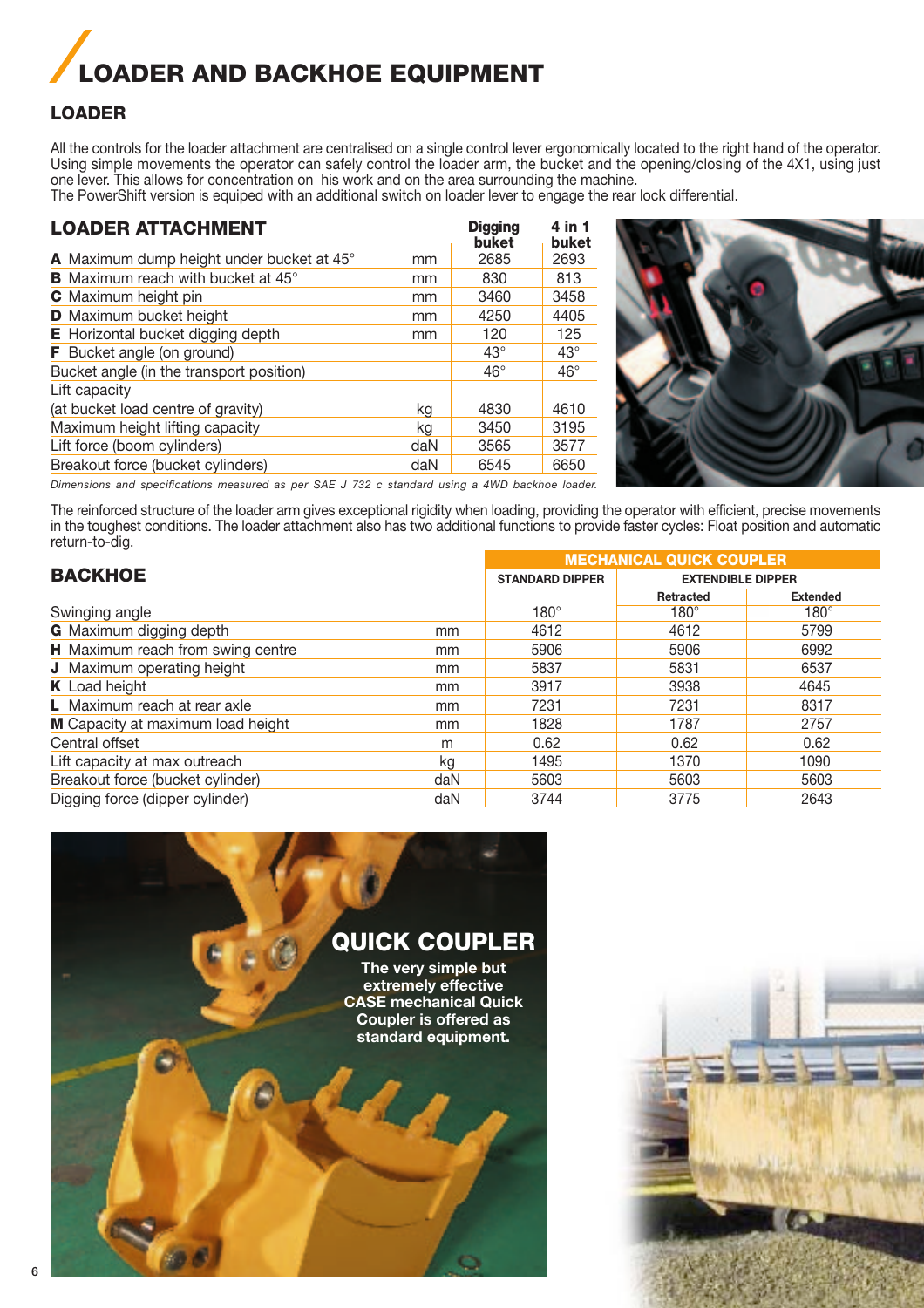# LOADER AND BACKHOE EQUIPMENT

## LOADER

All the controls for the loader attachment are centralised on a single control lever ergonomically located to the right hand of the operator. Using simple movements the operator can safely control the loader arm, the bucket and the opening/closing of the 4X1, using just one lever. This allows for concentration on his work and on the area surrounding the machine.
The PowerShift version is equiped with an additional switch on loader lever to engage the rear lock differential.

| LOADER ATTACHMENT | | Digging buket | 4 in 1 buket |
|---|---|---|---|
| **A** Maximum dump height under bucket at 45° | mm | 2685 | 2693 |
| **B** Maximum reach with bucket at 45° | mm | 830 | 813 |
| **C** Maximum height pin | mm | 3460 | 3458 |
| **D** Maximum bucket height | mm | 4250 | 4405 |
| **E** Horizontal bucket digging depth | mm | 120 | 125 |
| **F** Bucket angle (on ground) | | 43° | 43° |
| Bucket angle (in the transport position) | | 46° | 46° |
| Lift capacity (at bucket load centre of gravity) | kg | 4830 | 4610 |
| Maximum height lifting capacity | kg | 3450 | 3195 |
| Lift force (boom cylinders) | daN | 3565 | 3577 |
| Breakout force (bucket cylinders) | daN | 6545 | 6650 |

*Dimensions and specifications measured as per SAE J 732 c standard using a 4WD backhoe loader.*

The reinforced structure of the loader arm gives exceptional rigidity when loading, providing the operator with efficient, precise movements in the toughest conditions. The loader attachment also has two additional functions to provide faster cycles: Float position and automatic return-to-dig.

## BACKHOE

| | | MECHANICAL QUICK COUPLER | | |
|---|---|---|---|---|
| | | STANDARD DIPPER | EXTENDIBLE DIPPER | |
| | | | Retracted | Extended |
| Swinging angle | | 180° | 180° | 180° |
| **G** Maximum digging depth | mm | 4612 | 4612 | 5799 |
| **H** Maximum reach from swing centre | mm | 5906 | 5906 | 6992 |
| **J** Maximum operating height | mm | 5837 | 5831 | 6537 |
| **K** Load height | mm | 3917 | 3938 | 4645 |
| **L** Maximum reach at rear axle | mm | 7231 | 7231 | 8317 |
| **M** Capacity at maximum load height | mm | 1828 | 1787 | 2757 |
| Central offset | m | 0.62 | 0.62 | 0.62 |
| Lift capacity at max outreach | kg | 1495 | 1370 | 1090 |
| Breakout force (bucket cylinder) | daN | 5603 | 5603 | 5603 |
| Digging force (dipper cylinder) | daN | 3744 | 3775 | 2643 |

## QUICK COUPLER

**The very simple but extremely effective CASE mechanical Quick Coupler is offered as standard equipment.**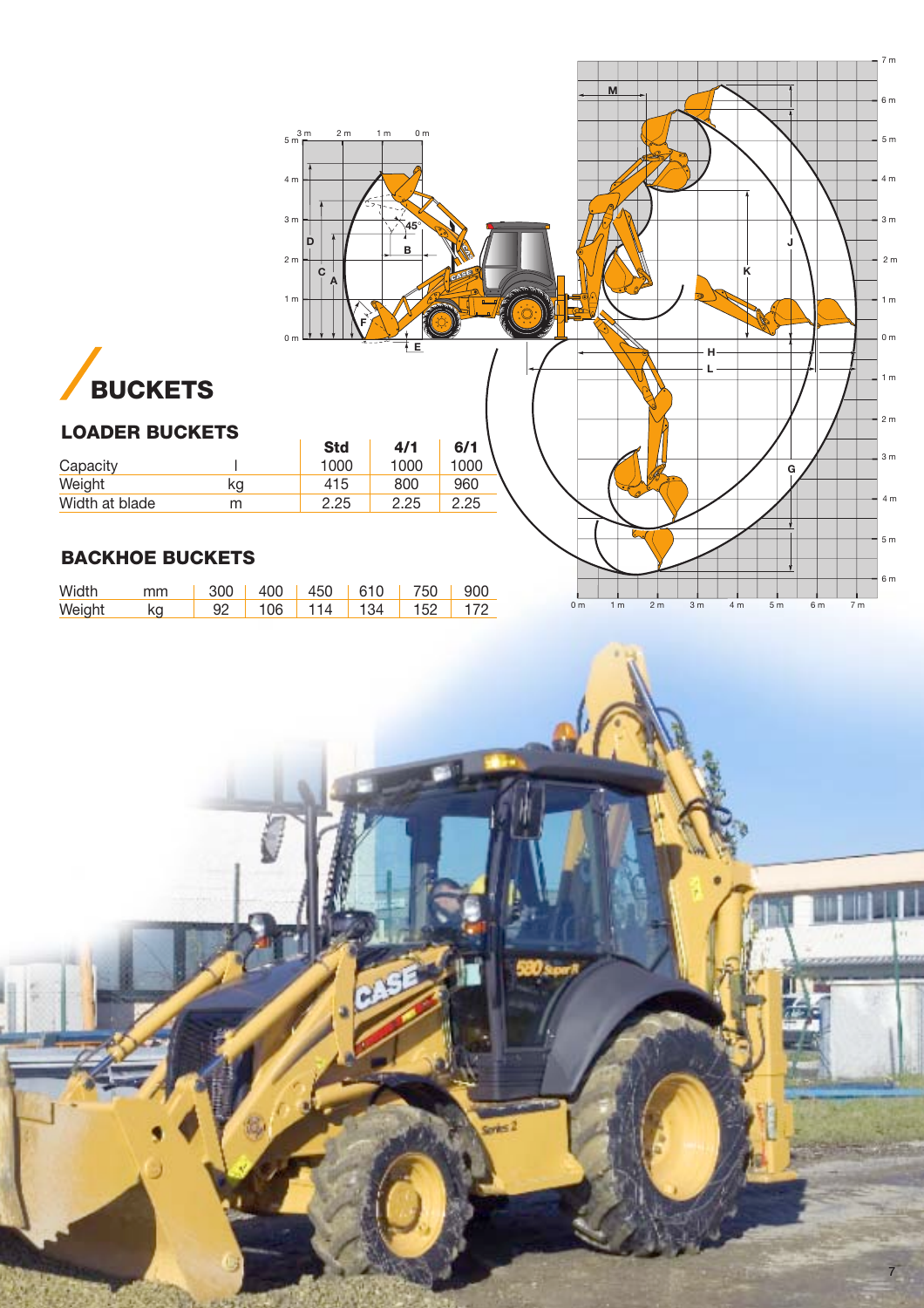# BUCKETS

## LOADER BUCKETS

| | | Std | 4/1 | 6/1 |
|---|---|---|---|---|
| Capacity | l | 1000 | 1000 | 1000 |
| Weight | kg | 415 | 800 | 960 |
| Width at blade | m | 2.25 | 2.25 | 2.25 |

## BACKHOE BUCKETS

| | | | | | | | |
|---|---|---|---|---|---|---|---|
| Width | mm | 300 | 400 | 450 | 610 | 750 | 900 |
| Weight | kg | 92 | 106 | 114 | 134 | 152 | 172 |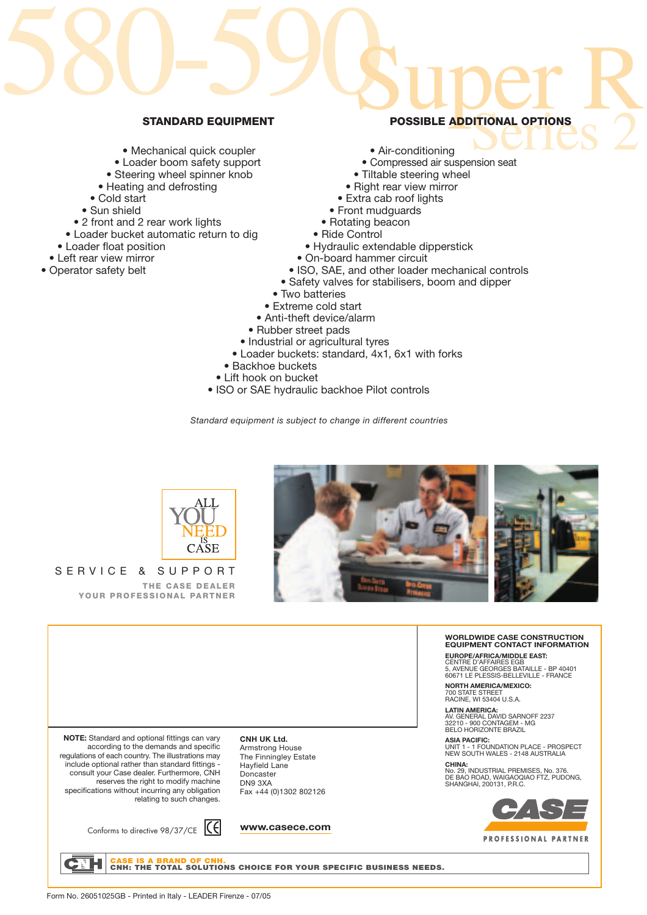# 580-590 Super R Series 2

## STANDARD EQUIPMENT

- Mechanical quick coupler
- Loader boom safety support
- Steering wheel spinner knob
- Heating and defrosting
- Cold start
- Sun shield
- 2 front and 2 rear work lights
- Loader bucket automatic return to dig
- Loader float position
- Left rear view mirror
- Operator safety belt

## POSSIBLE ADDITIONAL OPTIONS

- Air-conditioning
- Compressed air suspension seat
- Tiltable steering wheel
- Right rear view mirror
- Extra cab roof lights
- Front mudguards
- Rotating beacon
- Ride Control
- Hydraulic extendable dipperstick
- On-board hammer circuit
- ISO, SAE, and other loader mechanical controls
- Safety valves for stabilisers, boom and dipper
- Two batteries
- Extreme cold start
- Anti-theft device/alarm
- Rubber street pads
- Industrial or agricultural tyres
- Loader buckets: standard, 4x1, 6x1 with forks
- Backhoe buckets
- Lift hook on bucket
- ISO or SAE hydraulic backhoe Pilot controls

*Standard equipment is subject to change in different countries*

ALL YOU NEED IS CASE

SERVICE & SUPPORT

THE CASE DEALER
YOUR PROFESSIONAL PARTNER

**NOTE:** Standard and optional fittings can vary according to the demands and specific regulations of each country. The illustrations may include optional rather than standard fittings - consult your Case dealer. Furthermore, CNH reserves the right to modify machine specifications without incurring any obligation relating to such changes.

**CNH UK Ltd.**
Armstrong House
The Finningley Estate
Hayfield Lane
Doncaster
DN9 3XA
Fax +44 (0)1302 802126

Conforms to directive 98/37/CE

**www.casece.com**

**WORLDWIDE CASE CONSTRUCTION EQUIPMENT CONTACT INFORMATION**

**EUROPE/AFRICA/MIDDLE EAST:**
CENTRE D'AFFAIRES EGB
5, AVENUE GEORGES BATAILLE - BP 40401
60671 LE PLESSIS-BELLEVILLE - FRANCE

**NORTH AMERICA/MEXICO:**
700 STATE STREET
RACINE, WI 53404 U.S.A.

**LATIN AMERICA:**
AV. GENERAL DAVID SARNOFF 2237
32210 - 900 CONTAGEM - MG
BELO HORIZONTE BRAZIL

**ASIA PACIFIC:**
UNIT 1 - 1 FOUNDATION PLACE - PROSPECT
NEW SOUTH WALES - 2148 AUSTRALIA

**CHINA:**
No. 29, INDUSTRIAL PREMISES, No. 376.
DE BAO ROAD, WAIGAOQIAO FTZ, PUDONG,
SHANGHAI, 200131, P.R.C.

CASE PROFESSIONAL PARTNER

**CASE IS A BRAND OF CNH.**
**CNH: THE TOTAL SOLUTIONS CHOICE FOR YOUR SPECIFIC BUSINESS NEEDS.**

Form No. 26051025GB - Printed in Italy - LEADER Firenze - 07/05